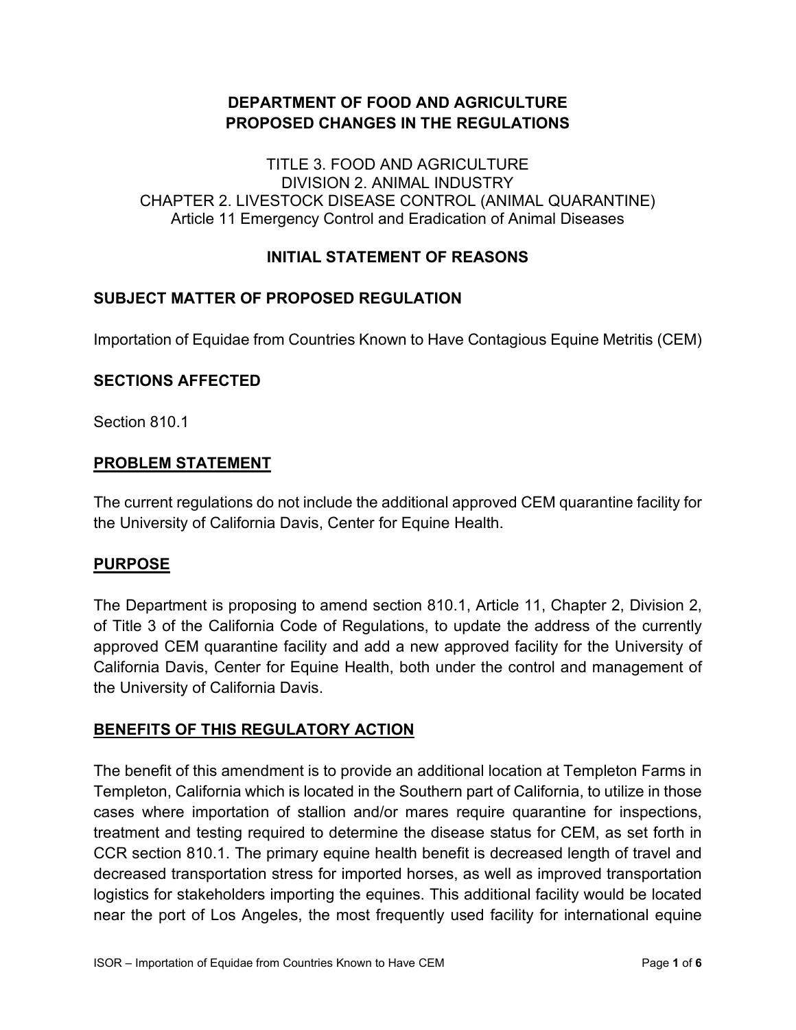**DEPARTMENT OF FOOD AND AGRICULTURE**
**PROPOSED CHANGES IN THE REGULATIONS**

TITLE 3. FOOD AND AGRICULTURE
DIVISION 2. ANIMAL INDUSTRY
CHAPTER 2. LIVESTOCK DISEASE CONTROL (ANIMAL QUARANTINE)
Article 11 Emergency Control and Eradication of Animal Diseases

## INITIAL STATEMENT OF REASONS

## SUBJECT MATTER OF PROPOSED REGULATION

Importation of Equidae from Countries Known to Have Contagious Equine Metritis (CEM)

## SECTIONS AFFECTED

Section 810.1

## PROBLEM STATEMENT

The current regulations do not include the additional approved CEM quarantine facility for the University of California Davis, Center for Equine Health.

## PURPOSE

The Department is proposing to amend section 810.1, Article 11, Chapter 2, Division 2, of Title 3 of the California Code of Regulations, to update the address of the currently approved CEM quarantine facility and add a new approved facility for the University of California Davis, Center for Equine Health, both under the control and management of the University of California Davis.

## BENEFITS OF THIS REGULATORY ACTION

The benefit of this amendment is to provide an additional location at Templeton Farms in Templeton, California which is located in the Southern part of California, to utilize in those cases where importation of stallion and/or mares require quarantine for inspections, treatment and testing required to determine the disease status for CEM, as set forth in CCR section 810.1. The primary equine health benefit is decreased length of travel and decreased transportation stress for imported horses, as well as improved transportation logistics for stakeholders importing the equines. This additional facility would be located near the port of Los Angeles, the most frequently used facility for international equine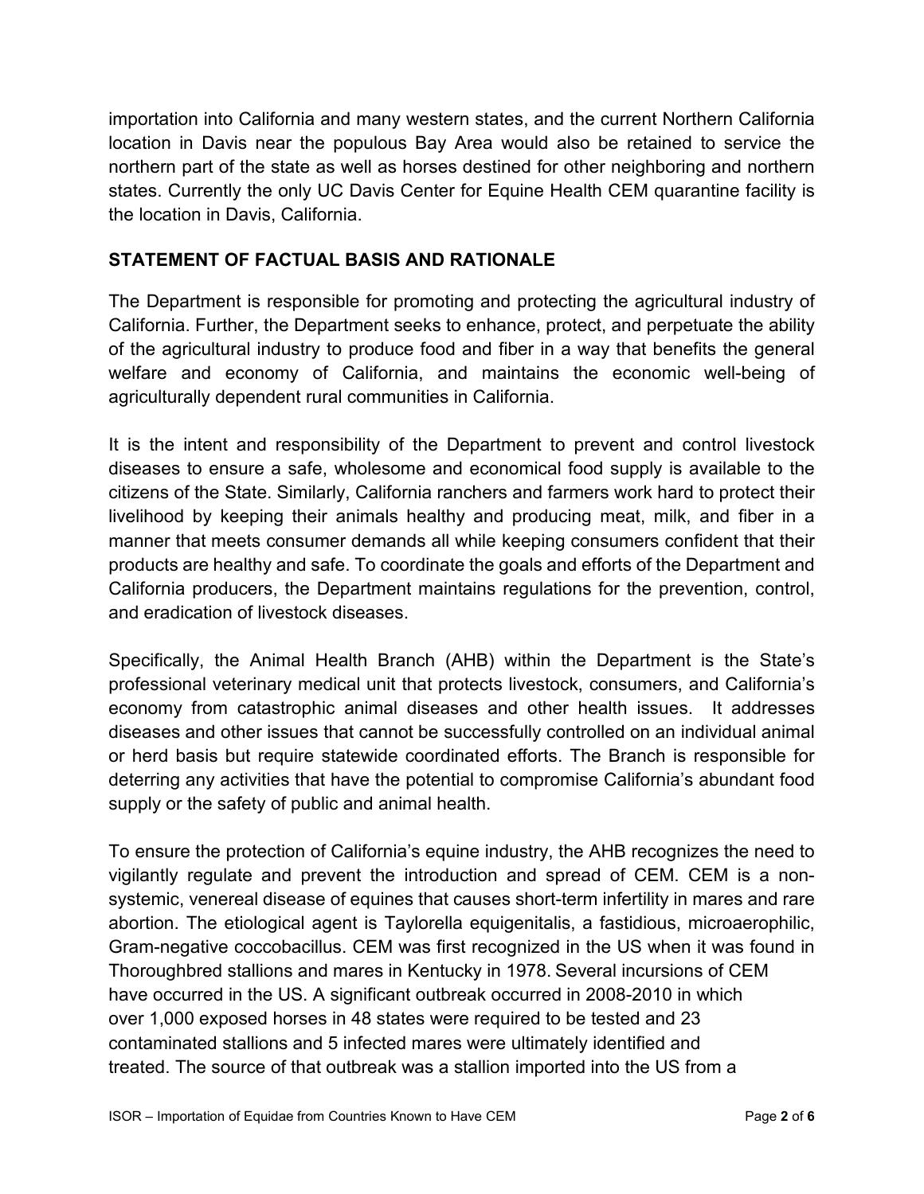importation into California and many western states, and the current Northern California location in Davis near the populous Bay Area would also be retained to service the northern part of the state as well as horses destined for other neighboring and northern states. Currently the only UC Davis Center for Equine Health CEM quarantine facility is the location in Davis, California.

## STATEMENT OF FACTUAL BASIS AND RATIONALE

The Department is responsible for promoting and protecting the agricultural industry of California. Further, the Department seeks to enhance, protect, and perpetuate the ability of the agricultural industry to produce food and fiber in a way that benefits the general welfare and economy of California, and maintains the economic well-being of agriculturally dependent rural communities in California.

It is the intent and responsibility of the Department to prevent and control livestock diseases to ensure a safe, wholesome and economical food supply is available to the citizens of the State. Similarly, California ranchers and farmers work hard to protect their livelihood by keeping their animals healthy and producing meat, milk, and fiber in a manner that meets consumer demands all while keeping consumers confident that their products are healthy and safe. To coordinate the goals and efforts of the Department and California producers, the Department maintains regulations for the prevention, control, and eradication of livestock diseases.

Specifically, the Animal Health Branch (AHB) within the Department is the State's professional veterinary medical unit that protects livestock, consumers, and California's economy from catastrophic animal diseases and other health issues. It addresses diseases and other issues that cannot be successfully controlled on an individual animal or herd basis but require statewide coordinated efforts. The Branch is responsible for deterring any activities that have the potential to compromise California's abundant food supply or the safety of public and animal health.

To ensure the protection of California's equine industry, the AHB recognizes the need to vigilantly regulate and prevent the introduction and spread of CEM. CEM is a non-systemic, venereal disease of equines that causes short-term infertility in mares and rare abortion. The etiological agent is Taylorella equigenitalis, a fastidious, microaerophilic, Gram-negative coccobacillus. CEM was first recognized in the US when it was found in Thoroughbred stallions and mares in Kentucky in 1978. Several incursions of CEM have occurred in the US. A significant outbreak occurred in 2008-2010 in which over 1,000 exposed horses in 48 states were required to be tested and 23 contaminated stallions and 5 infected mares were ultimately identified and treated. The source of that outbreak was a stallion imported into the US from a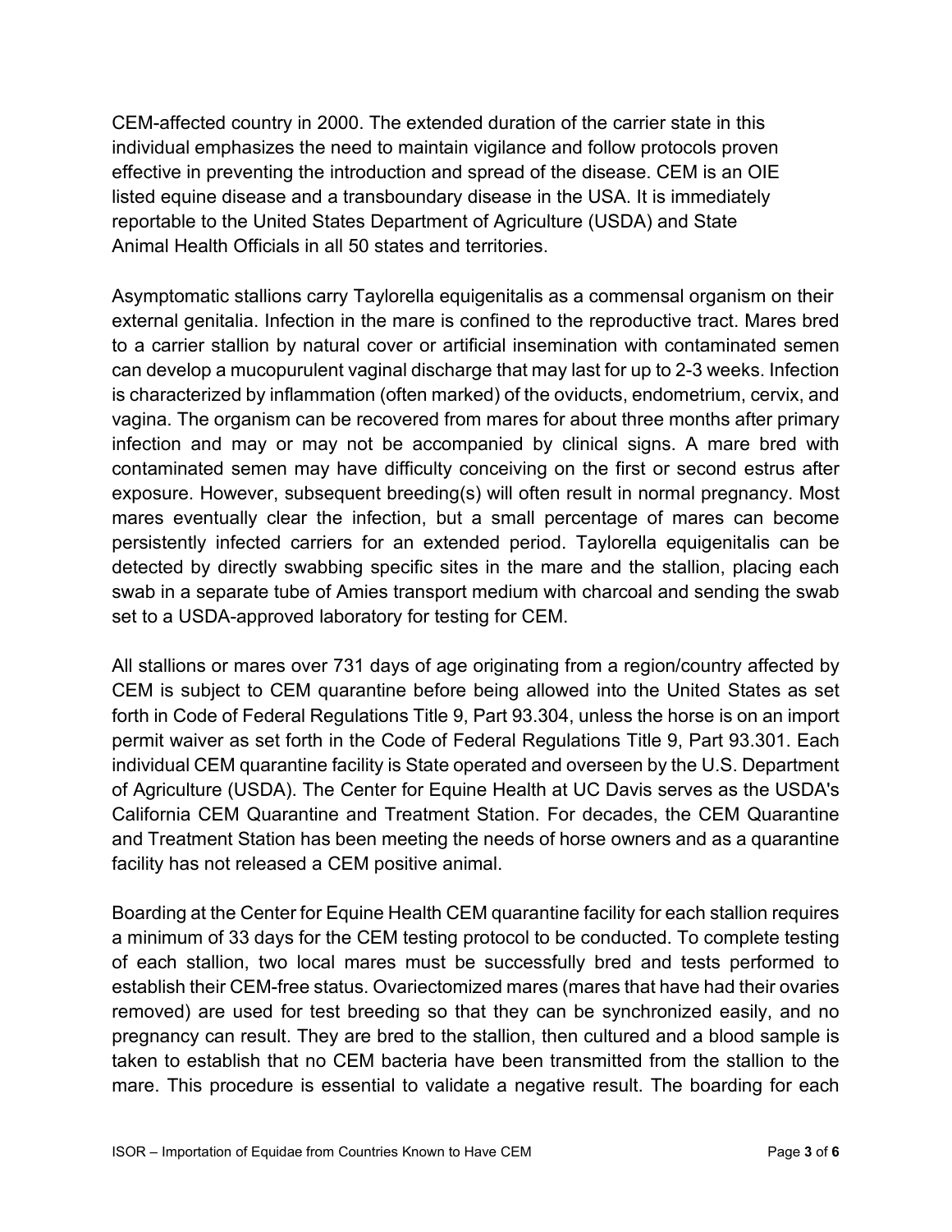CEM-affected country in 2000. The extended duration of the carrier state in this individual emphasizes the need to maintain vigilance and follow protocols proven effective in preventing the introduction and spread of the disease. CEM is an OIE listed equine disease and a transboundary disease in the USA. It is immediately reportable to the United States Department of Agriculture (USDA) and State Animal Health Officials in all 50 states and territories.

Asymptomatic stallions carry Taylorella equigenitalis as a commensal organism on their external genitalia. Infection in the mare is confined to the reproductive tract. Mares bred to a carrier stallion by natural cover or artificial insemination with contaminated semen can develop a mucopurulent vaginal discharge that may last for up to 2-3 weeks. Infection is characterized by inflammation (often marked) of the oviducts, endometrium, cervix, and vagina. The organism can be recovered from mares for about three months after primary infection and may or may not be accompanied by clinical signs. A mare bred with contaminated semen may have difficulty conceiving on the first or second estrus after exposure. However, subsequent breeding(s) will often result in normal pregnancy. Most mares eventually clear the infection, but a small percentage of mares can become persistently infected carriers for an extended period. Taylorella equigenitalis can be detected by directly swabbing specific sites in the mare and the stallion, placing each swab in a separate tube of Amies transport medium with charcoal and sending the swab set to a USDA-approved laboratory for testing for CEM.

All stallions or mares over 731 days of age originating from a region/country affected by CEM is subject to CEM quarantine before being allowed into the United States as set forth in Code of Federal Regulations Title 9, Part 93.304, unless the horse is on an import permit waiver as set forth in the Code of Federal Regulations Title 9, Part 93.301. Each individual CEM quarantine facility is State operated and overseen by the U.S. Department of Agriculture (USDA). The Center for Equine Health at UC Davis serves as the USDA's California CEM Quarantine and Treatment Station. For decades, the CEM Quarantine and Treatment Station has been meeting the needs of horse owners and as a quarantine facility has not released a CEM positive animal.

Boarding at the Center for Equine Health CEM quarantine facility for each stallion requires a minimum of 33 days for the CEM testing protocol to be conducted. To complete testing of each stallion, two local mares must be successfully bred and tests performed to establish their CEM-free status. Ovariectomized mares (mares that have had their ovaries removed) are used for test breeding so that they can be synchronized easily, and no pregnancy can result. They are bred to the stallion, then cultured and a blood sample is taken to establish that no CEM bacteria have been transmitted from the stallion to the mare. This procedure is essential to validate a negative result. The boarding for each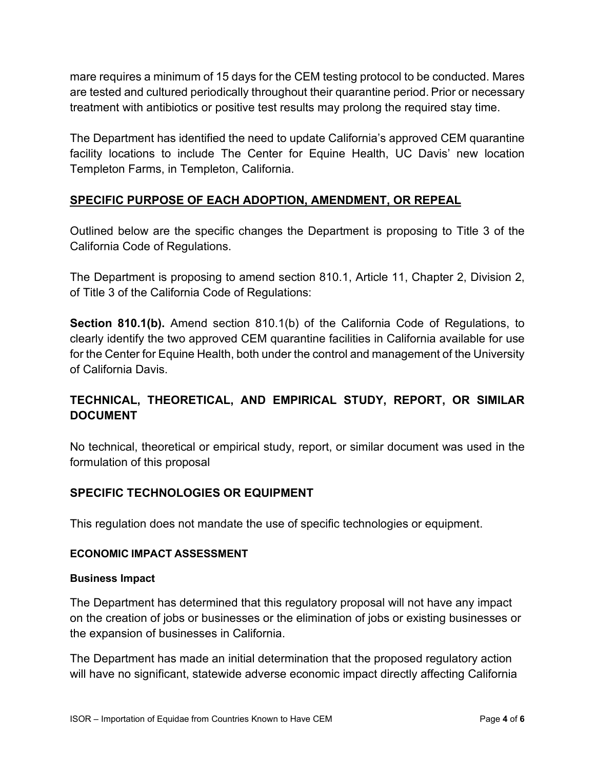mare requires a minimum of 15 days for the CEM testing protocol to be conducted. Mares are tested and cultured periodically throughout their quarantine period. Prior or necessary treatment with antibiotics or positive test results may prolong the required stay time.

The Department has identified the need to update California's approved CEM quarantine facility locations to include The Center for Equine Health, UC Davis' new location Templeton Farms, in Templeton, California.

## SPECIFIC PURPOSE OF EACH ADOPTION, AMENDMENT, OR REPEAL

Outlined below are the specific changes the Department is proposing to Title 3 of the California Code of Regulations.

The Department is proposing to amend section 810.1, Article 11, Chapter 2, Division 2, of Title 3 of the California Code of Regulations:

**Section 810.1(b).** Amend section 810.1(b) of the California Code of Regulations, to clearly identify the two approved CEM quarantine facilities in California available for use for the Center for Equine Health, both under the control and management of the University of California Davis.

## TECHNICAL, THEORETICAL, AND EMPIRICAL STUDY, REPORT, OR SIMILAR DOCUMENT

No technical, theoretical or empirical study, report, or similar document was used in the formulation of this proposal

## SPECIFIC TECHNOLOGIES OR EQUIPMENT

This regulation does not mandate the use of specific technologies or equipment.

### ECONOMIC IMPACT ASSESSMENT

#### Business Impact

The Department has determined that this regulatory proposal will not have any impact on the creation of jobs or businesses or the elimination of jobs or existing businesses or the expansion of businesses in California.

The Department has made an initial determination that the proposed regulatory action will have no significant, statewide adverse economic impact directly affecting California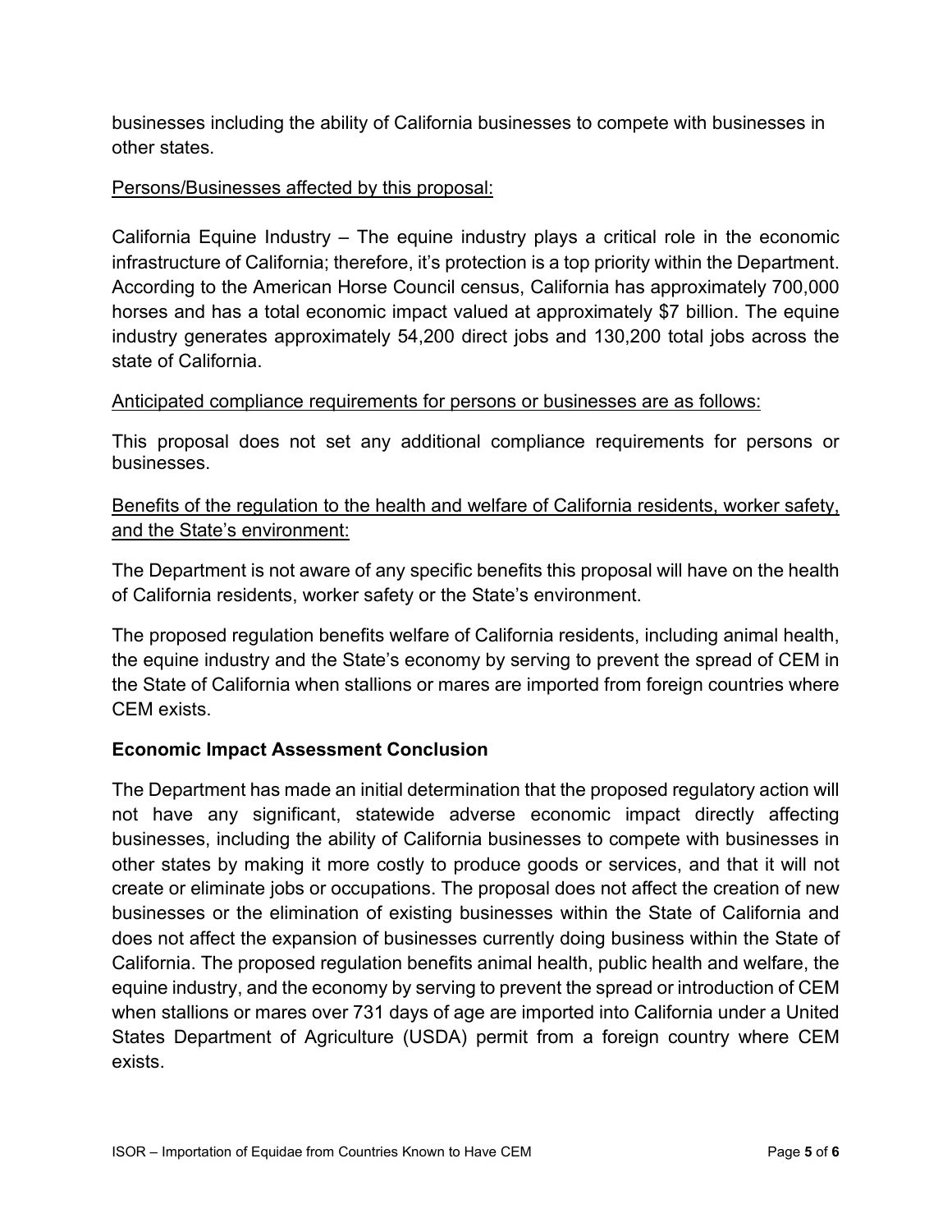businesses including the ability of California businesses to compete with businesses in other states.

<u>Persons/Businesses affected by this proposal:</u>

California Equine Industry – The equine industry plays a critical role in the economic infrastructure of California; therefore, it's protection is a top priority within the Department. According to the American Horse Council census, California has approximately 700,000 horses and has a total economic impact valued at approximately $7 billion. The equine industry generates approximately 54,200 direct jobs and 130,200 total jobs across the state of California.

<u>Anticipated compliance requirements for persons or businesses are as follows:</u>

This proposal does not set any additional compliance requirements for persons or businesses.

<u>Benefits of the regulation to the health and welfare of California residents, worker safety, and the State's environment:</u>

The Department is not aware of any specific benefits this proposal will have on the health of California residents, worker safety or the State's environment.

The proposed regulation benefits welfare of California residents, including animal health, the equine industry and the State's economy by serving to prevent the spread of CEM in the State of California when stallions or mares are imported from foreign countries where CEM exists.

**Economic Impact Assessment Conclusion**

The Department has made an initial determination that the proposed regulatory action will not have any significant, statewide adverse economic impact directly affecting businesses, including the ability of California businesses to compete with businesses in other states by making it more costly to produce goods or services, and that it will not create or eliminate jobs or occupations. The proposal does not affect the creation of new businesses or the elimination of existing businesses within the State of California and does not affect the expansion of businesses currently doing business within the State of California. The proposed regulation benefits animal health, public health and welfare, the equine industry, and the economy by serving to prevent the spread or introduction of CEM when stallions or mares over 731 days of age are imported into California under a United States Department of Agriculture (USDA) permit from a foreign country where CEM exists.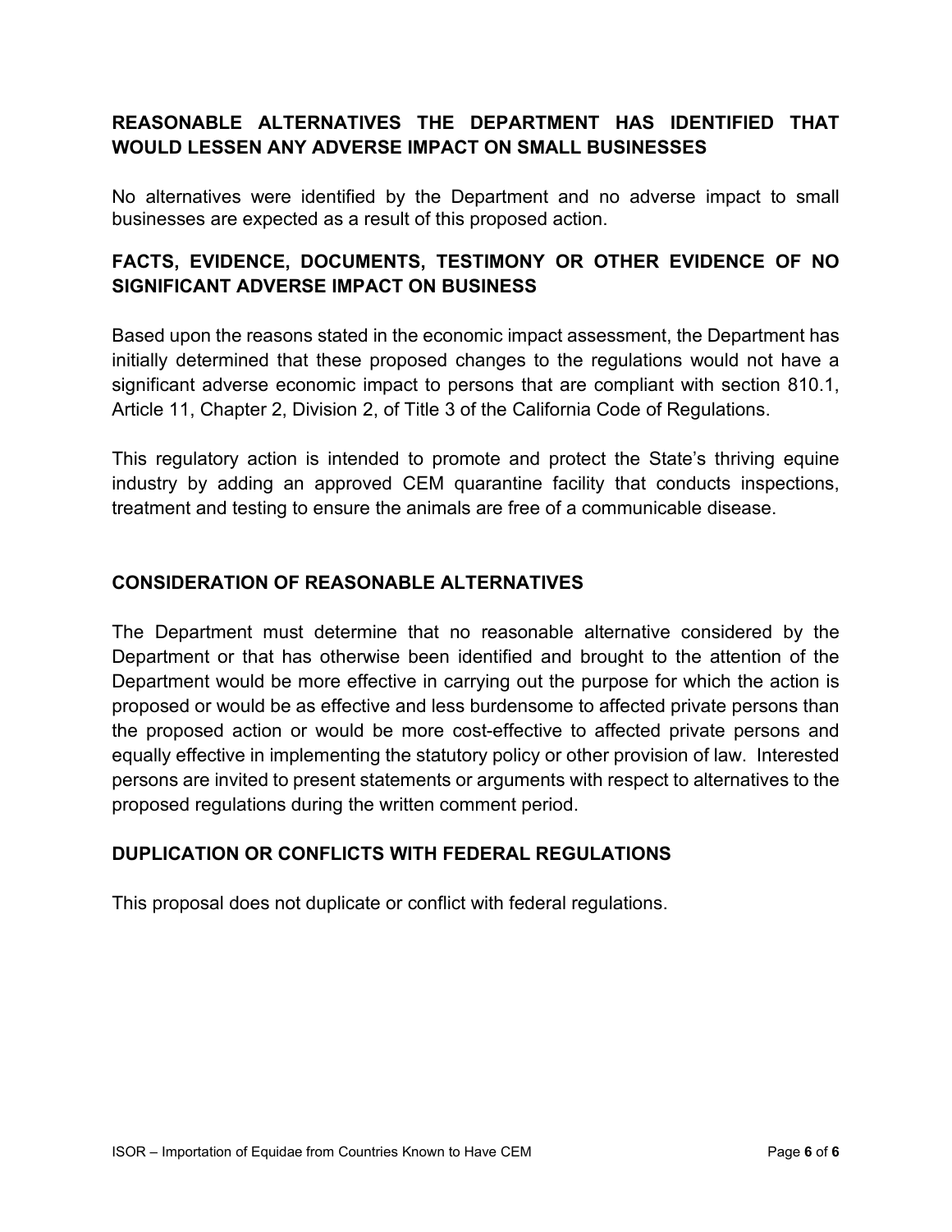## REASONABLE ALTERNATIVES THE DEPARTMENT HAS IDENTIFIED THAT WOULD LESSEN ANY ADVERSE IMPACT ON SMALL BUSINESSES

No alternatives were identified by the Department and no adverse impact to small businesses are expected as a result of this proposed action.

## FACTS, EVIDENCE, DOCUMENTS, TESTIMONY OR OTHER EVIDENCE OF NO SIGNIFICANT ADVERSE IMPACT ON BUSINESS

Based upon the reasons stated in the economic impact assessment, the Department has initially determined that these proposed changes to the regulations would not have a significant adverse economic impact to persons that are compliant with section 810.1, Article 11, Chapter 2, Division 2, of Title 3 of the California Code of Regulations.

This regulatory action is intended to promote and protect the State's thriving equine industry by adding an approved CEM quarantine facility that conducts inspections, treatment and testing to ensure the animals are free of a communicable disease.

## CONSIDERATION OF REASONABLE ALTERNATIVES

The Department must determine that no reasonable alternative considered by the Department or that has otherwise been identified and brought to the attention of the Department would be more effective in carrying out the purpose for which the action is proposed or would be as effective and less burdensome to affected private persons than the proposed action or would be more cost-effective to affected private persons and equally effective in implementing the statutory policy or other provision of law. Interested persons are invited to present statements or arguments with respect to alternatives to the proposed regulations during the written comment period.

## DUPLICATION OR CONFLICTS WITH FEDERAL REGULATIONS

This proposal does not duplicate or conflict with federal regulations.